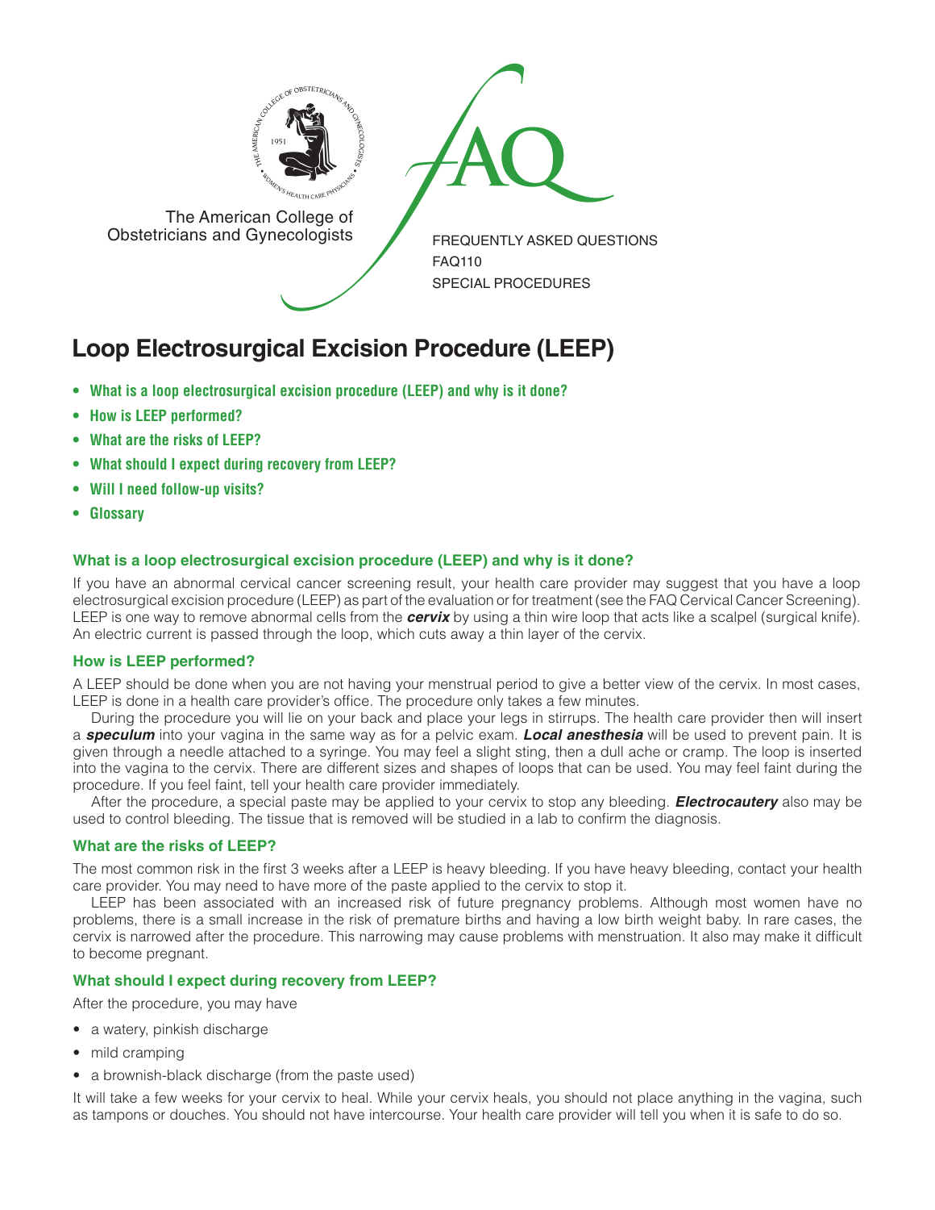The American College of Obstetricians and Gynecologists

FREQUENTLY ASKED QUESTIONS
FAQ110
SPECIAL PROCEDURES

# Loop Electrosurgical Excision Procedure (LEEP)

- **What is a loop electrosurgical excision procedure (LEEP) and why is it done?**
- **How is LEEP performed?**
- **What are the risks of LEEP?**
- **What should I expect during recovery from LEEP?**
- **Will I need follow-up visits?**
- **Glossary**

## What is a loop electrosurgical excision procedure (LEEP) and why is it done?

If you have an abnormal cervical cancer screening result, your health care provider may suggest that you have a loop electrosurgical excision procedure (LEEP) as part of the evaluation or for treatment (see the FAQ Cervical Cancer Screening). LEEP is one way to remove abnormal cells from the ***cervix*** by using a thin wire loop that acts like a scalpel (surgical knife). An electric current is passed through the loop, which cuts away a thin layer of the cervix.

## How is LEEP performed?

A LEEP should be done when you are not having your menstrual period to give a better view of the cervix. In most cases, LEEP is done in a health care provider's office. The procedure only takes a few minutes.

During the procedure you will lie on your back and place your legs in stirrups. The health care provider then will insert a ***speculum*** into your vagina in the same way as for a pelvic exam. ***Local anesthesia*** will be used to prevent pain. It is given through a needle attached to a syringe. You may feel a slight sting, then a dull ache or cramp. The loop is inserted into the vagina to the cervix. There are different sizes and shapes of loops that can be used. You may feel faint during the procedure. If you feel faint, tell your health care provider immediately.

After the procedure, a special paste may be applied to your cervix to stop any bleeding. ***Electrocautery*** also may be used to control bleeding. The tissue that is removed will be studied in a lab to confirm the diagnosis.

## What are the risks of LEEP?

The most common risk in the first 3 weeks after a LEEP is heavy bleeding. If you have heavy bleeding, contact your health care provider. You may need to have more of the paste applied to the cervix to stop it.

LEEP has been associated with an increased risk of future pregnancy problems. Although most women have no problems, there is a small increase in the risk of premature births and having a low birth weight baby. In rare cases, the cervix is narrowed after the procedure. This narrowing may cause problems with menstruation. It also may make it difficult to become pregnant.

## What should I expect during recovery from LEEP?

After the procedure, you may have

- a watery, pinkish discharge
- mild cramping
- a brownish-black discharge (from the paste used)

It will take a few weeks for your cervix to heal. While your cervix heals, you should not place anything in the vagina, such as tampons or douches. You should not have intercourse. Your health care provider will tell you when it is safe to do so.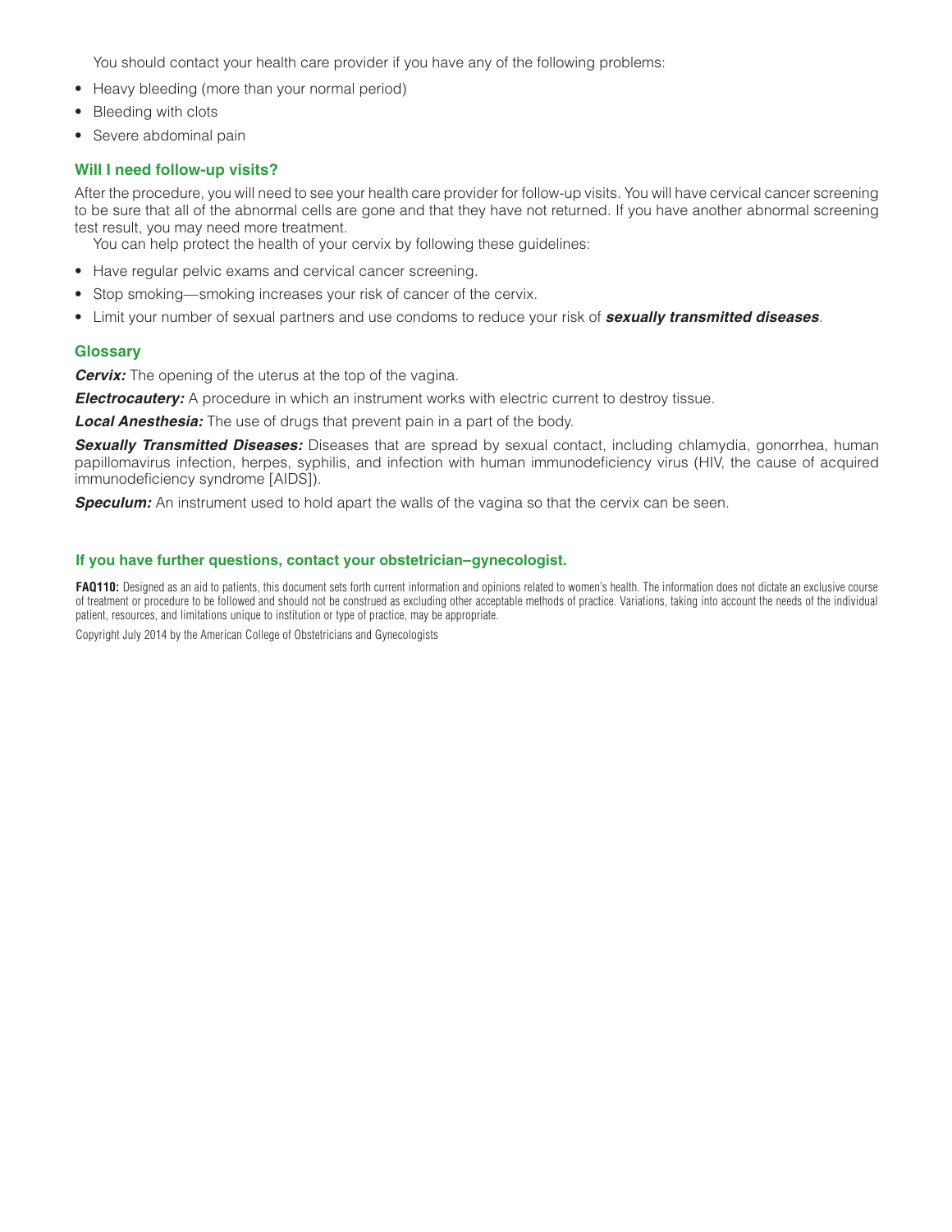You should contact your health care provider if you have any of the following problems:

- Heavy bleeding (more than your normal period)
- Bleeding with clots
- Severe abdominal pain

## Will I need follow-up visits?

After the procedure, you will need to see your health care provider for follow-up visits. You will have cervical cancer screening to be sure that all of the abnormal cells are gone and that they have not returned. If you have another abnormal screening test result, you may need more treatment.

You can help protect the health of your cervix by following these guidelines:

- Have regular pelvic exams and cervical cancer screening.
- Stop smoking—smoking increases your risk of cancer of the cervix.
- Limit your number of sexual partners and use condoms to reduce your risk of ***sexually transmitted diseases***.

## Glossary

***Cervix:*** The opening of the uterus at the top of the vagina.

***Electrocautery:*** A procedure in which an instrument works with electric current to destroy tissue.

***Local Anesthesia:*** The use of drugs that prevent pain in a part of the body.

***Sexually Transmitted Diseases:*** Diseases that are spread by sexual contact, including chlamydia, gonorrhea, human papillomavirus infection, herpes, syphilis, and infection with human immunodeficiency virus (HIV, the cause of acquired immunodeficiency syndrome [AIDS]).

***Speculum:*** An instrument used to hold apart the walls of the vagina so that the cervix can be seen.

**If you have further questions, contact your obstetrician–gynecologist.**

**FAQ110:** Designed as an aid to patients, this document sets forth current information and opinions related to women's health. The information does not dictate an exclusive course of treatment or procedure to be followed and should not be construed as excluding other acceptable methods of practice. Variations, taking into account the needs of the individual patient, resources, and limitations unique to institution or type of practice, may be appropriate.

Copyright July 2014 by the American College of Obstetricians and Gynecologists